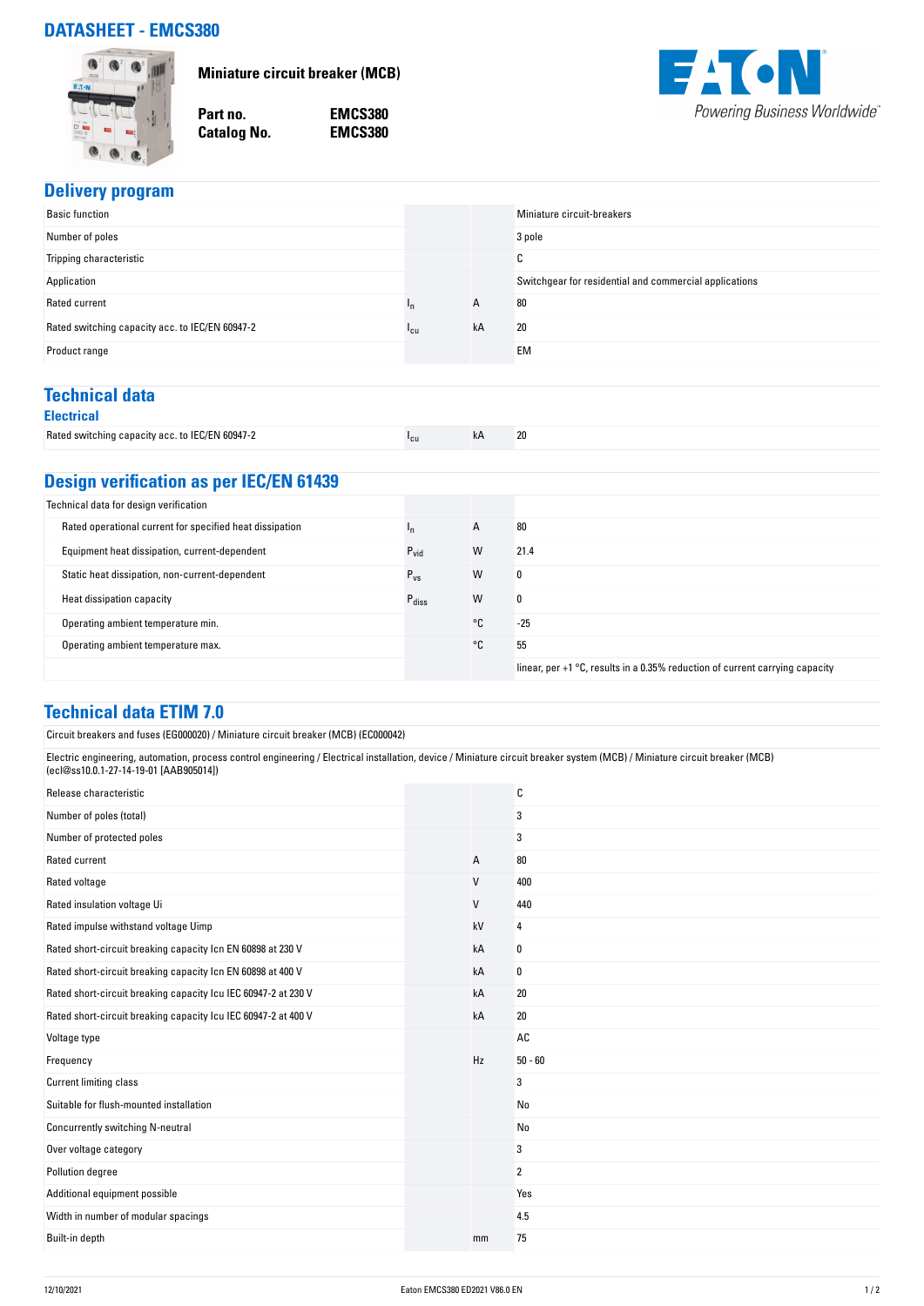# DATASHEET - EMCS380

**Miniature circuit breaker (MCB)**

**Part no.** EMCS380
**Catalog No.** EMCS380

EATON
*Powering Business Worldwide*

## Delivery program

| | | | |
|---|---|---|---|
| Basic function | | | Miniature circuit-breakers |
| Number of poles | | | 3 pole |
| Tripping characteristic | | | C |
| Application | | | Switchgear for residential and commercial applications |
| Rated current | $I_n$ | A | 80 |
| Rated switching capacity acc. to IEC/EN 60947-2 | $I_{cu}$ | kA | 20 |
| Product range | | | EM |

## Technical data

### Electrical

| | | | |
|---|---|---|---|
| Rated switching capacity acc. to IEC/EN 60947-2 | $I_{cu}$ | kA | 20 |

## Design verification as per IEC/EN 61439

| | | | |
|---|---|---|---|
| Technical data for design verification | | | |
| Rated operational current for specified heat dissipation | $I_n$ | A | 80 |
| Equipment heat dissipation, current-dependent | $P_{vid}$ | W | 21.4 |
| Static heat dissipation, non-current-dependent | $P_{vs}$ | W | 0 |
| Heat dissipation capacity | $P_{diss}$ | W | 0 |
| Operating ambient temperature min. | | °C | -25 |
| Operating ambient temperature max. | | °C | 55 |
| | | | linear, per +1 °C, results in a 0.35% reduction of current carrying capacity |

## Technical data ETIM 7.0

Circuit breakers and fuses (EG000020) / Miniature circuit breaker (MCB) (EC000042)

Electric engineering, automation, process control engineering / Electrical installation, device / Miniature circuit breaker system (MCB) / Miniature circuit breaker (MCB) (ecl@ss10.0.1-27-14-19-01 [AAB905014])

| | | | |
|---|---|---|---|
| Release characteristic | | | C |
| Number of poles (total) | | | 3 |
| Number of protected poles | | | 3 |
| Rated current | | A | 80 |
| Rated voltage | | V | 400 |
| Rated insulation voltage Ui | | V | 440 |
| Rated impulse withstand voltage Uimp | | kV | 4 |
| Rated short-circuit breaking capacity Icn EN 60898 at 230 V | | kA | 0 |
| Rated short-circuit breaking capacity Icn EN 60898 at 400 V | | kA | 0 |
| Rated short-circuit breaking capacity Icu IEC 60947-2 at 230 V | | kA | 20 |
| Rated short-circuit breaking capacity Icu IEC 60947-2 at 400 V | | kA | 20 |
| Voltage type | | | AC |
| Frequency | | Hz | 50 - 60 |
| Current limiting class | | | 3 |
| Suitable for flush-mounted installation | | | No |
| Concurrently switching N-neutral | | | No |
| Over voltage category | | | 3 |
| Pollution degree | | | 2 |
| Additional equipment possible | | | Yes |
| Width in number of modular spacings | | | 4.5 |
| Built-in depth | | mm | 75 |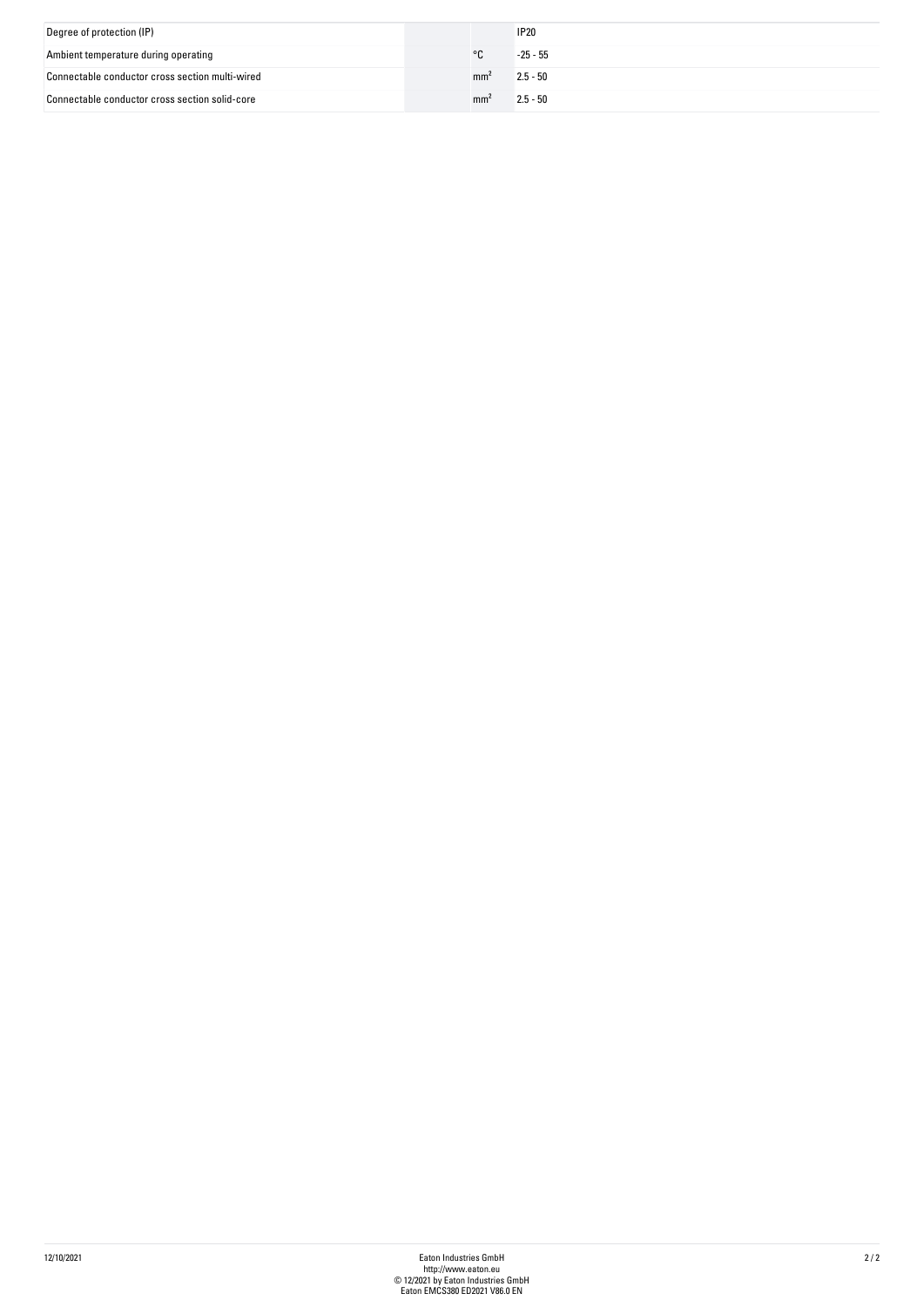| | | |
|---|---|---|
| Degree of protection (IP) | | IP20 |
| Ambient temperature during operating | °C | -25 - 55 |
| Connectable conductor cross section multi-wired | $mm^2$ | 2.5 - 50 |
| Connectable conductor cross section solid-core | $mm^2$ | 2.5 - 50 |